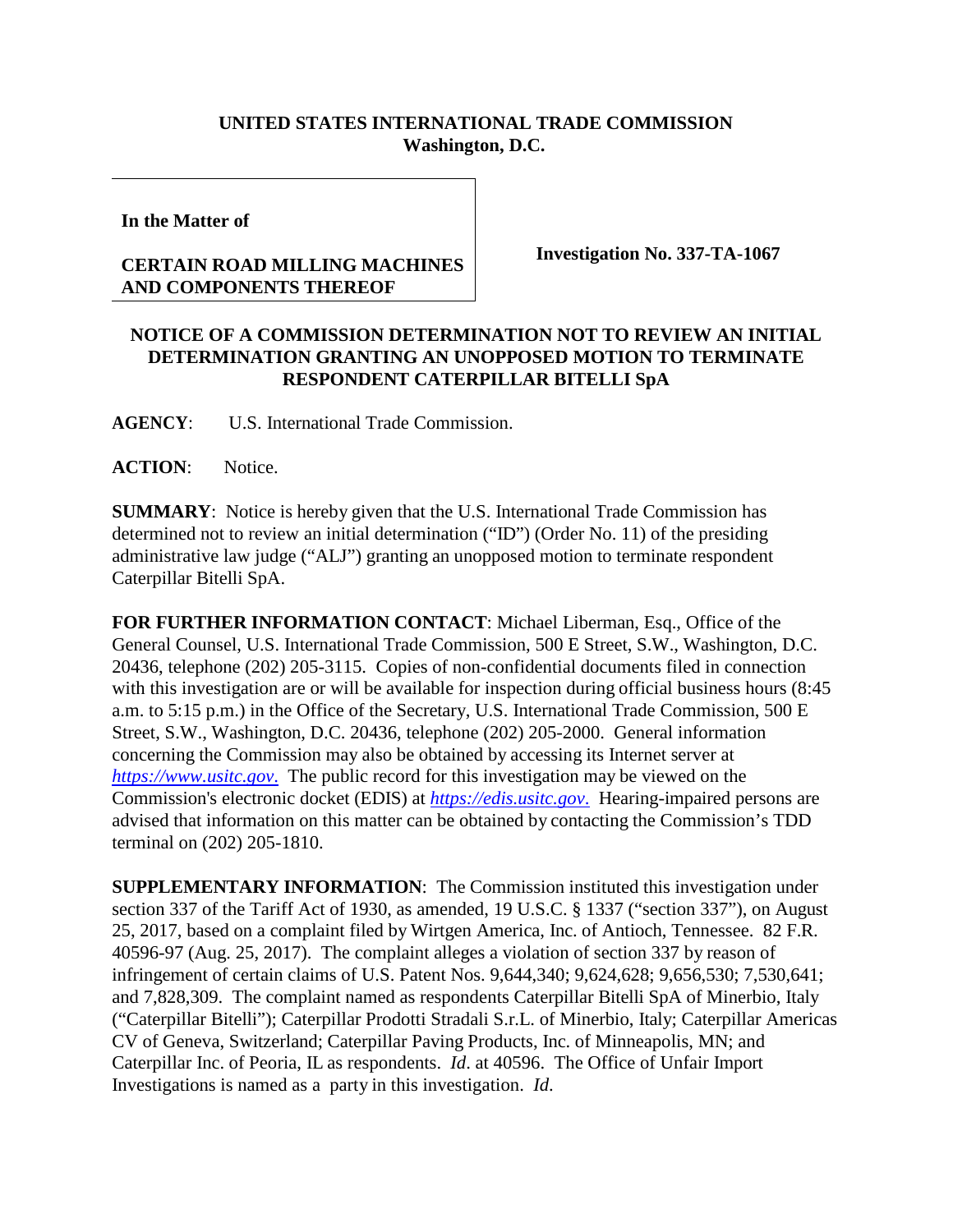**UNITED STATES INTERNATIONAL TRADE COMMISSION**
**Washington, D.C.**

**In the Matter of**

**CERTAIN ROAD MILLING MACHINES AND COMPONENTS THEREOF**

**Investigation No. 337-TA-1067**

**NOTICE OF A COMMISSION DETERMINATION NOT TO REVIEW AN INITIAL DETERMINATION GRANTING AN UNOPPOSED MOTION TO TERMINATE RESPONDENT CATERPILLAR BITELLI SpA**

**AGENCY**: U.S. International Trade Commission.

**ACTION**: Notice.

**SUMMARY**: Notice is hereby given that the U.S. International Trade Commission has determined not to review an initial determination ("ID") (Order No. 11) of the presiding administrative law judge ("ALJ") granting an unopposed motion to terminate respondent Caterpillar Bitelli SpA.

**FOR FURTHER INFORMATION CONTACT**: Michael Liberman, Esq., Office of the General Counsel, U.S. International Trade Commission, 500 E Street, S.W., Washington, D.C. 20436, telephone (202) 205-3115. Copies of non-confidential documents filed in connection with this investigation are or will be available for inspection during official business hours (8:45 a.m. to 5:15 p.m.) in the Office of the Secretary, U.S. International Trade Commission, 500 E Street, S.W., Washington, D.C. 20436, telephone (202) 205-2000. General information concerning the Commission may also be obtained by accessing its Internet server at *https://www.usitc.gov*. The public record for this investigation may be viewed on the Commission's electronic docket (EDIS) at *https://edis.usitc.gov*. Hearing-impaired persons are advised that information on this matter can be obtained by contacting the Commission's TDD terminal on (202) 205-1810.

**SUPPLEMENTARY INFORMATION**: The Commission instituted this investigation under section 337 of the Tariff Act of 1930, as amended, 19 U.S.C. § 1337 ("section 337"), on August 25, 2017, based on a complaint filed by Wirtgen America, Inc. of Antioch, Tennessee. 82 F.R. 40596-97 (Aug. 25, 2017). The complaint alleges a violation of section 337 by reason of infringement of certain claims of U.S. Patent Nos. 9,644,340; 9,624,628; 9,656,530; 7,530,641; and 7,828,309. The complaint named as respondents Caterpillar Bitelli SpA of Minerbio, Italy ("Caterpillar Bitelli"); Caterpillar Prodotti Stradali S.r.L. of Minerbio, Italy; Caterpillar Americas CV of Geneva, Switzerland; Caterpillar Paving Products, Inc. of Minneapolis, MN; and Caterpillar Inc. of Peoria, IL as respondents. *Id*. at 40596. The Office of Unfair Import Investigations is named as a party in this investigation. *Id*.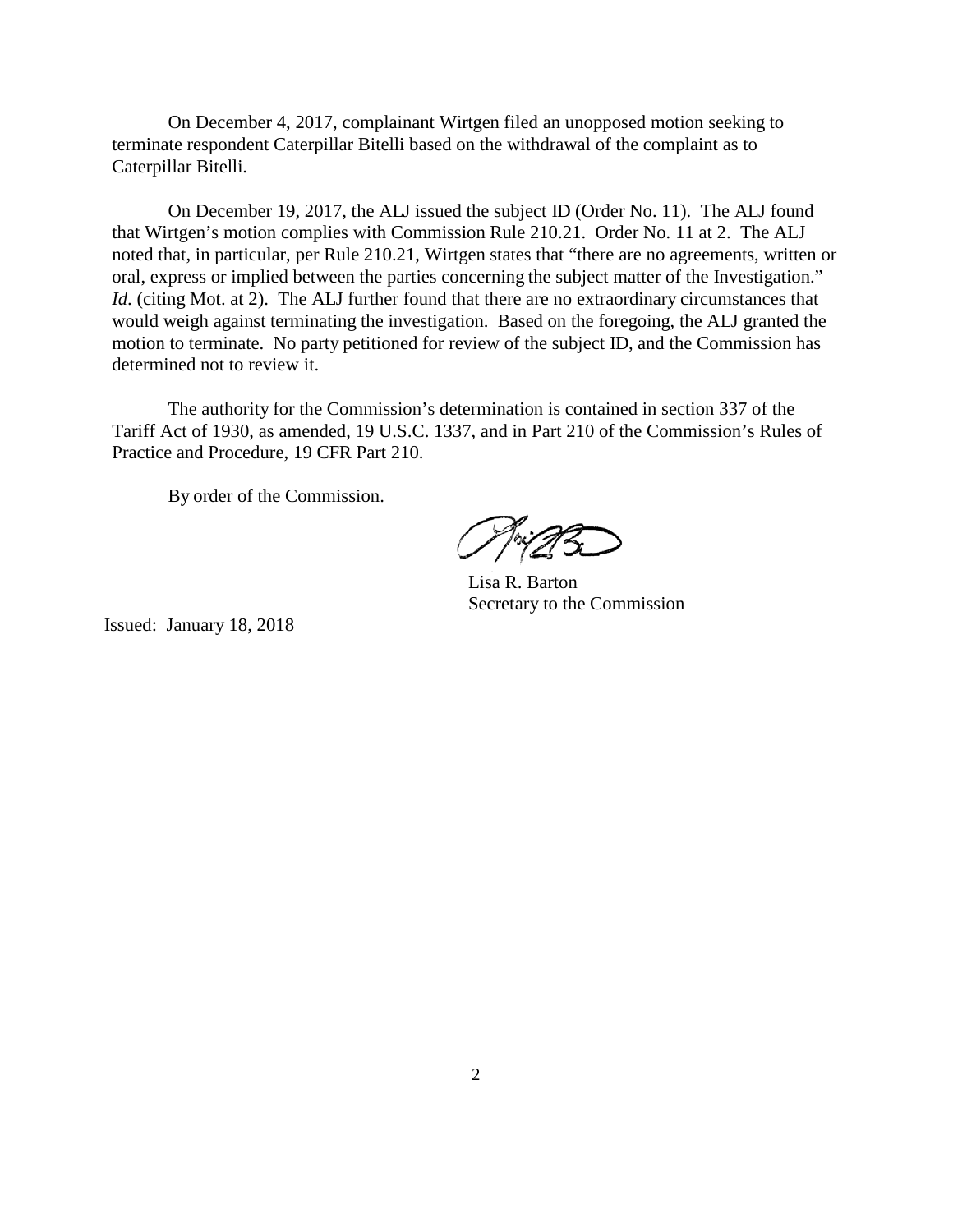On December 4, 2017, complainant Wirtgen filed an unopposed motion seeking to terminate respondent Caterpillar Bitelli based on the withdrawal of the complaint as to Caterpillar Bitelli.

On December 19, 2017, the ALJ issued the subject ID (Order No. 11). The ALJ found that Wirtgen's motion complies with Commission Rule 210.21. Order No. 11 at 2. The ALJ noted that, in particular, per Rule 210.21, Wirtgen states that "there are no agreements, written or oral, express or implied between the parties concerning the subject matter of the Investigation." *Id.* (citing Mot. at 2). The ALJ further found that there are no extraordinary circumstances that would weigh against terminating the investigation. Based on the foregoing, the ALJ granted the motion to terminate. No party petitioned for review of the subject ID, and the Commission has determined not to review it.

The authority for the Commission's determination is contained in section 337 of the Tariff Act of 1930, as amended, 19 U.S.C. 1337, and in Part 210 of the Commission's Rules of Practice and Procedure, 19 CFR Part 210.

By order of the Commission.

Lisa R. Barton
Secretary to the Commission

Issued: January 18, 2018